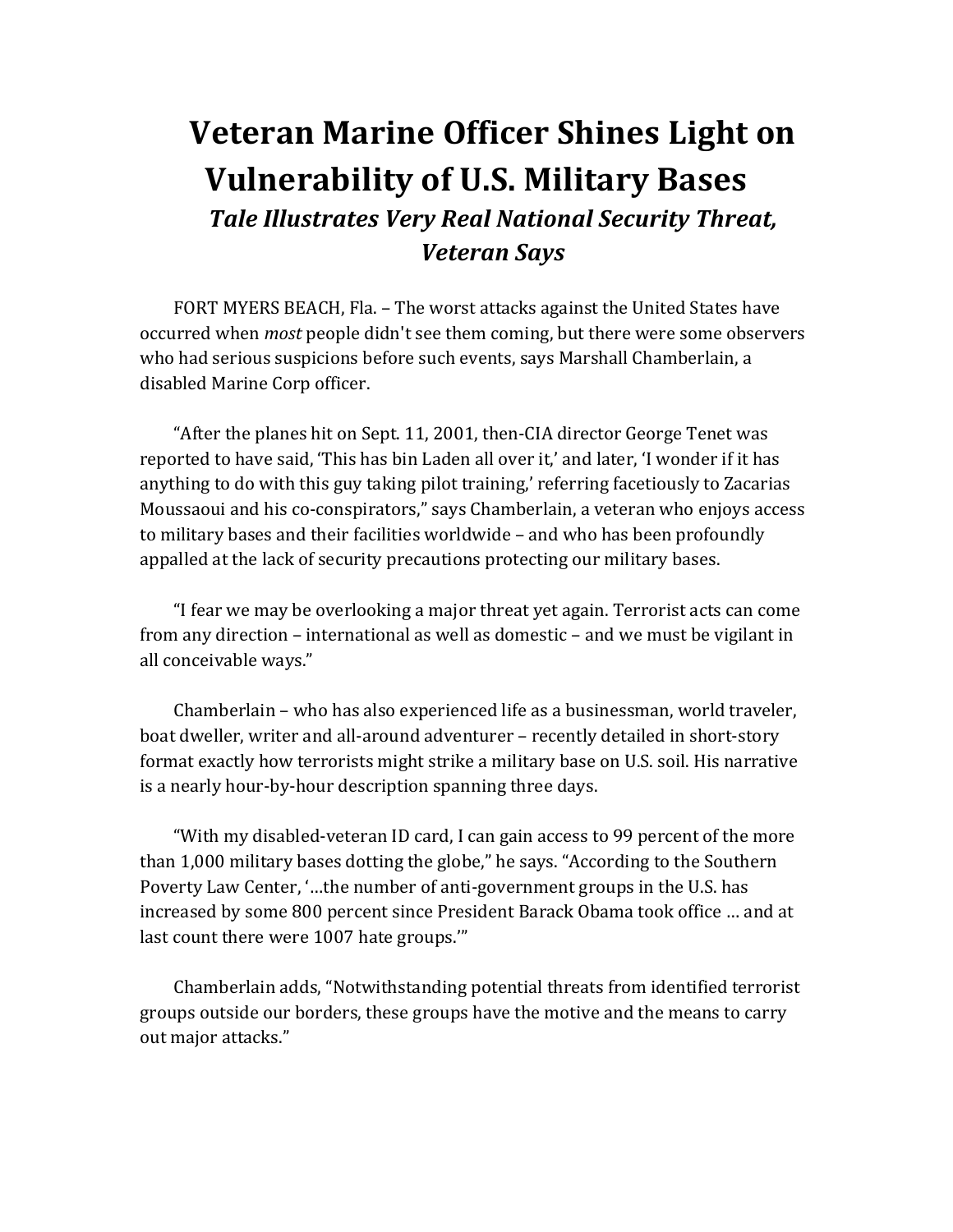# Veteran Marine Officer Shines Light on Vulnerability of U.S. Military Bases

### *Tale Illustrates Very Real National Security Threat, Veteran Says*

FORT MYERS BEACH, Fla. – The worst attacks against the United States have occurred when *most* people didn't see them coming, but there were some observers who had serious suspicions before such events, says Marshall Chamberlain, a disabled Marine Corp officer.

"After the planes hit on Sept. 11, 2001, then-CIA director George Tenet was reported to have said, 'This has bin Laden all over it,' and later, 'I wonder if it has anything to do with this guy taking pilot training,' referring facetiously to Zacarias Moussaoui and his co-conspirators," says Chamberlain, a veteran who enjoys access to military bases and their facilities worldwide – and who has been profoundly appalled at the lack of security precautions protecting our military bases.

"I fear we may be overlooking a major threat yet again. Terrorist acts can come from any direction – international as well as domestic – and we must be vigilant in all conceivable ways."

Chamberlain – who has also experienced life as a businessman, world traveler, boat dweller, writer and all-around adventurer – recently detailed in short-story format exactly how terrorists might strike a military base on U.S. soil. His narrative is a nearly hour-by-hour description spanning three days.

"With my disabled-veteran ID card, I can gain access to 99 percent of the more than 1,000 military bases dotting the globe," he says. "According to the Southern Poverty Law Center, '…the number of anti-government groups in the U.S. has increased by some 800 percent since President Barack Obama took office … and at last count there were 1007 hate groups.'"

Chamberlain adds, "Notwithstanding potential threats from identified terrorist groups outside our borders, these groups have the motive and the means to carry out major attacks."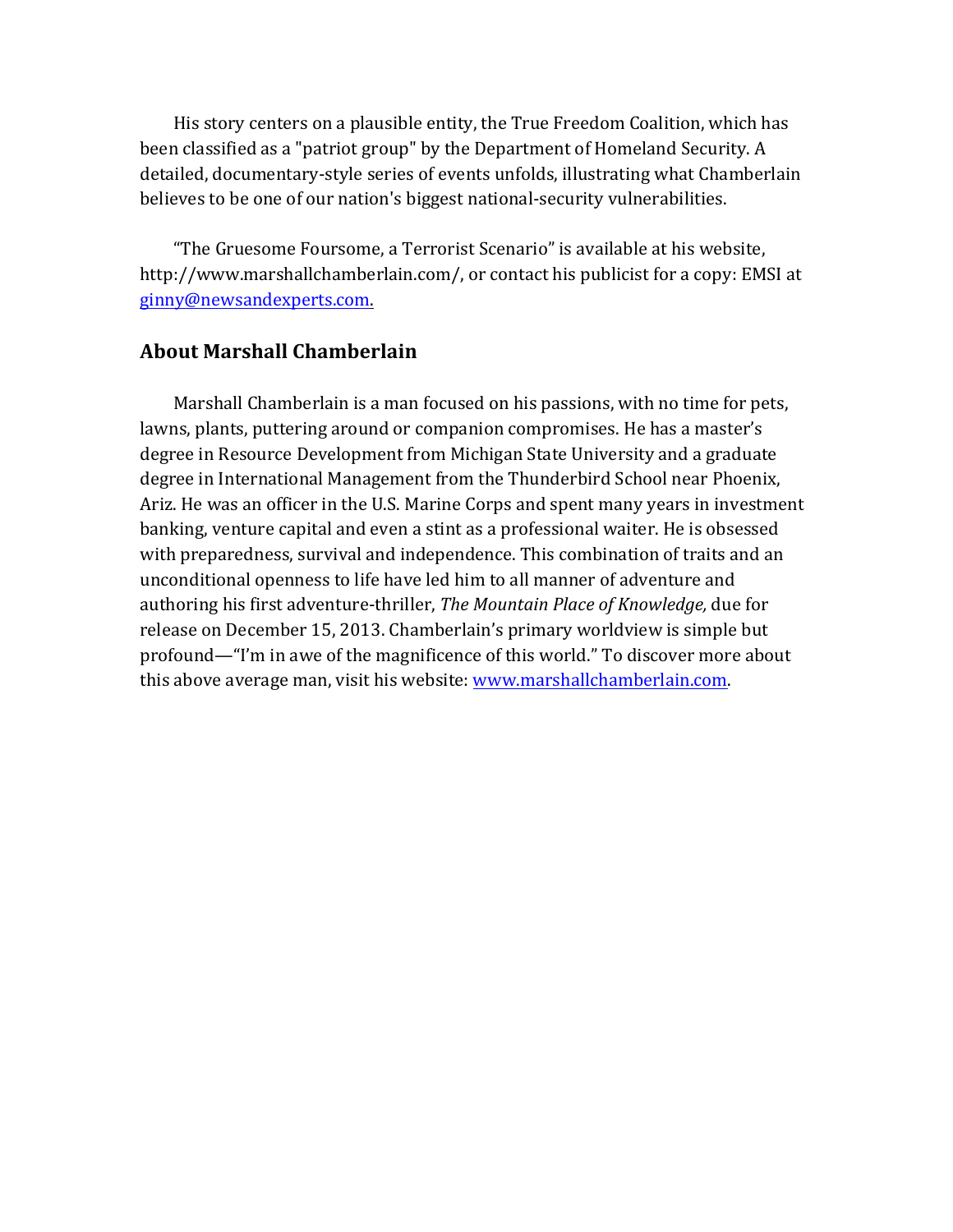His story centers on a plausible entity, the True Freedom Coalition, which has been classified as a "patriot group" by the Department of Homeland Security. A detailed, documentary-style series of events unfolds, illustrating what Chamberlain believes to be one of our nation's biggest national-security vulnerabilities.

"The Gruesome Foursome, a Terrorist Scenario" is available at his website, http://www.marshallchamberlain.com/, or contact his publicist for a copy: EMSI at ginny@newsandexperts.com.

## About Marshall Chamberlain

Marshall Chamberlain is a man focused on his passions, with no time for pets, lawns, plants, puttering around or companion compromises. He has a master's degree in Resource Development from Michigan State University and a graduate degree in International Management from the Thunderbird School near Phoenix, Ariz. He was an officer in the U.S. Marine Corps and spent many years in investment banking, venture capital and even a stint as a professional waiter. He is obsessed with preparedness, survival and independence. This combination of traits and an unconditional openness to life have led him to all manner of adventure and authoring his first adventure-thriller, *The Mountain Place of Knowledge,* due for release on December 15, 2013. Chamberlain's primary worldview is simple but profound—"I'm in awe of the magnificence of this world." To discover more about this above average man, visit his website: www.marshallchamberlain.com.